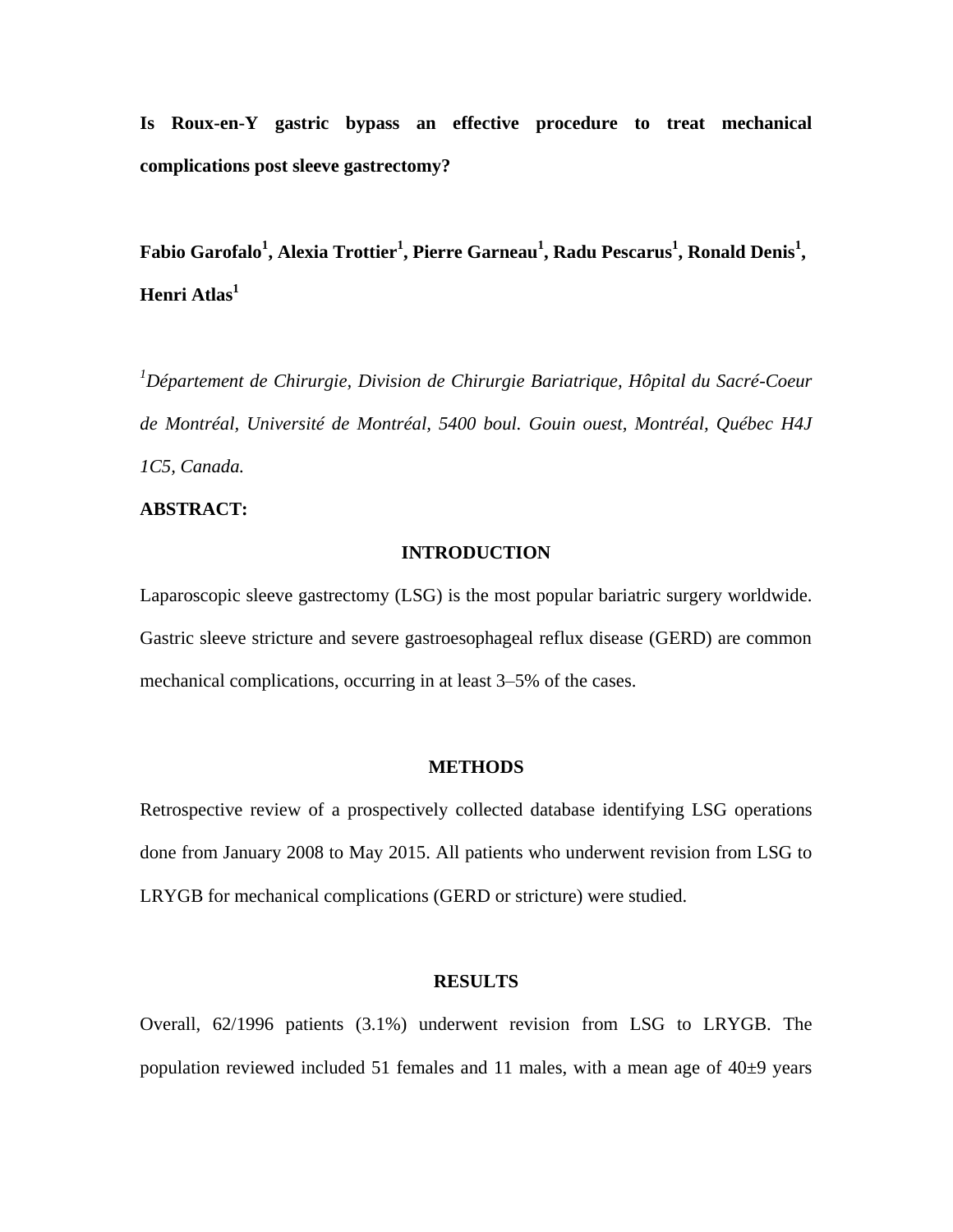# Is Roux-en-Y gastric bypass an effective procedure to treat mechanical complications post sleeve gastrectomy?

**Fabio Garofalo[1], Alexia Trottier[1], Pierre Garneau[1], Radu Pescarus[1], Ronald Denis[1], Henri Atlas[1]**

[1]*Département de Chirurgie, Division de Chirurgie Bariatrique, Hôpital du Sacré-Coeur de Montréal, Université de Montréal, 5400 boul. Gouin ouest, Montréal, Québec H4J 1C5, Canada.*

**ABSTRACT:**

## INTRODUCTION

Laparoscopic sleeve gastrectomy (LSG) is the most popular bariatric surgery worldwide. Gastric sleeve stricture and severe gastroesophageal reflux disease (GERD) are common mechanical complications, occurring in at least 3–5% of the cases.

## METHODS

Retrospective review of a prospectively collected database identifying LSG operations done from January 2008 to May 2015. All patients who underwent revision from LSG to LRYGB for mechanical complications (GERD or stricture) were studied.

## RESULTS

Overall, 62/1996 patients (3.1%) underwent revision from LSG to LRYGB. The population reviewed included 51 females and 11 males, with a mean age of 40±9 years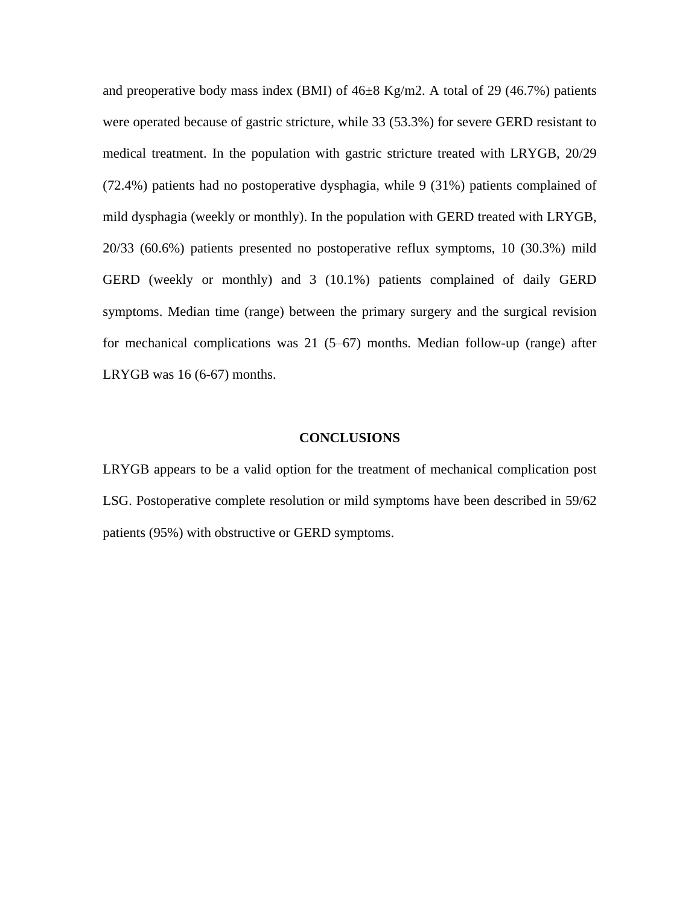and preoperative body mass index (BMI) of 46±8 Kg/m2. A total of 29 (46.7%) patients were operated because of gastric stricture, while 33 (53.3%) for severe GERD resistant to medical treatment. In the population with gastric stricture treated with LRYGB, 20/29 (72.4%) patients had no postoperative dysphagia, while 9 (31%) patients complained of mild dysphagia (weekly or monthly). In the population with GERD treated with LRYGB, 20/33 (60.6%) patients presented no postoperative reflux symptoms, 10 (30.3%) mild GERD (weekly or monthly) and 3 (10.1%) patients complained of daily GERD symptoms. Median time (range) between the primary surgery and the surgical revision for mechanical complications was 21 (5–67) months. Median follow-up (range) after LRYGB was 16 (6-67) months.

## CONCLUSIONS

LRYGB appears to be a valid option for the treatment of mechanical complication post LSG. Postoperative complete resolution or mild symptoms have been described in 59/62 patients (95%) with obstructive or GERD symptoms.